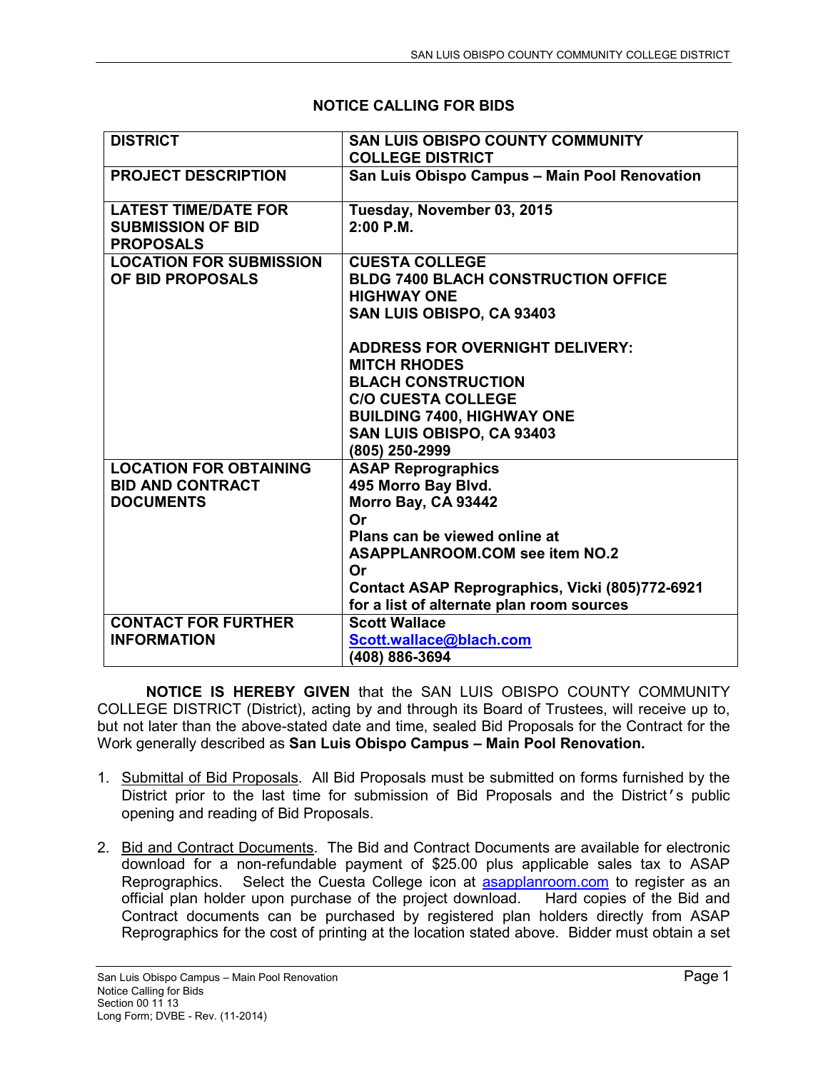# NOTICE CALLING FOR BIDS

| **DISTRICT** | **SAN LUIS OBISPO COUNTY COMMUNITY COLLEGE DISTRICT** |
|---|---|
| **PROJECT DESCRIPTION** | **San Luis Obispo Campus – Main Pool Renovation** |
| **LATEST TIME/DATE FOR SUBMISSION OF BID PROPOSALS** | **Tuesday, November 03, 2015**<br>**2:00 P.M.** |
| **LOCATION FOR SUBMISSION OF BID PROPOSALS** | **CUESTA COLLEGE**<br>**BLDG 7400 BLACH CONSTRUCTION OFFICE**<br>**HIGHWAY ONE**<br>**SAN LUIS OBISPO, CA 93403**<br><br>**ADDRESS FOR OVERNIGHT DELIVERY:**<br>**MITCH RHODES**<br>**BLACH CONSTRUCTION**<br>**C/O CUESTA COLLEGE**<br>**BUILDING 7400, HIGHWAY ONE**<br>**SAN LUIS OBISPO, CA 93403**<br>**(805) 250-2999** |
| **LOCATION FOR OBTAINING BID AND CONTRACT DOCUMENTS** | **ASAP Reprographics**<br>**495 Morro Bay Blvd.**<br>**Morro Bay, CA 93442**<br>**Or**<br>**Plans can be viewed online at ASAPPLANROOM.COM see item NO.2**<br>**Or**<br>**Contact ASAP Reprographics, Vicki (805)772-6921 for a list of alternate plan room sources** |
| **CONTACT FOR FURTHER INFORMATION** | **Scott Wallace**<br>**Scott.wallace@blach.com**<br>**(408) 886-3694** |

**NOTICE IS HEREBY GIVEN** that the SAN LUIS OBISPO COUNTY COMMUNITY COLLEGE DISTRICT (District), acting by and through its Board of Trustees, will receive up to, but not later than the above-stated date and time, sealed Bid Proposals for the Contract for the Work generally described as **San Luis Obispo Campus – Main Pool Renovation.**

1. Submittal of Bid Proposals. All Bid Proposals must be submitted on forms furnished by the District prior to the last time for submission of Bid Proposals and the District's public opening and reading of Bid Proposals.

2. Bid and Contract Documents. The Bid and Contract Documents are available for electronic download for a non-refundable payment of $25.00 plus applicable sales tax to ASAP Reprographics. Select the Cuesta College icon at asapplanroom.com to register as an official plan holder upon purchase of the project download. Hard copies of the Bid and Contract documents can be purchased by registered plan holders directly from ASAP Reprographics for the cost of printing at the location stated above. Bidder must obtain a set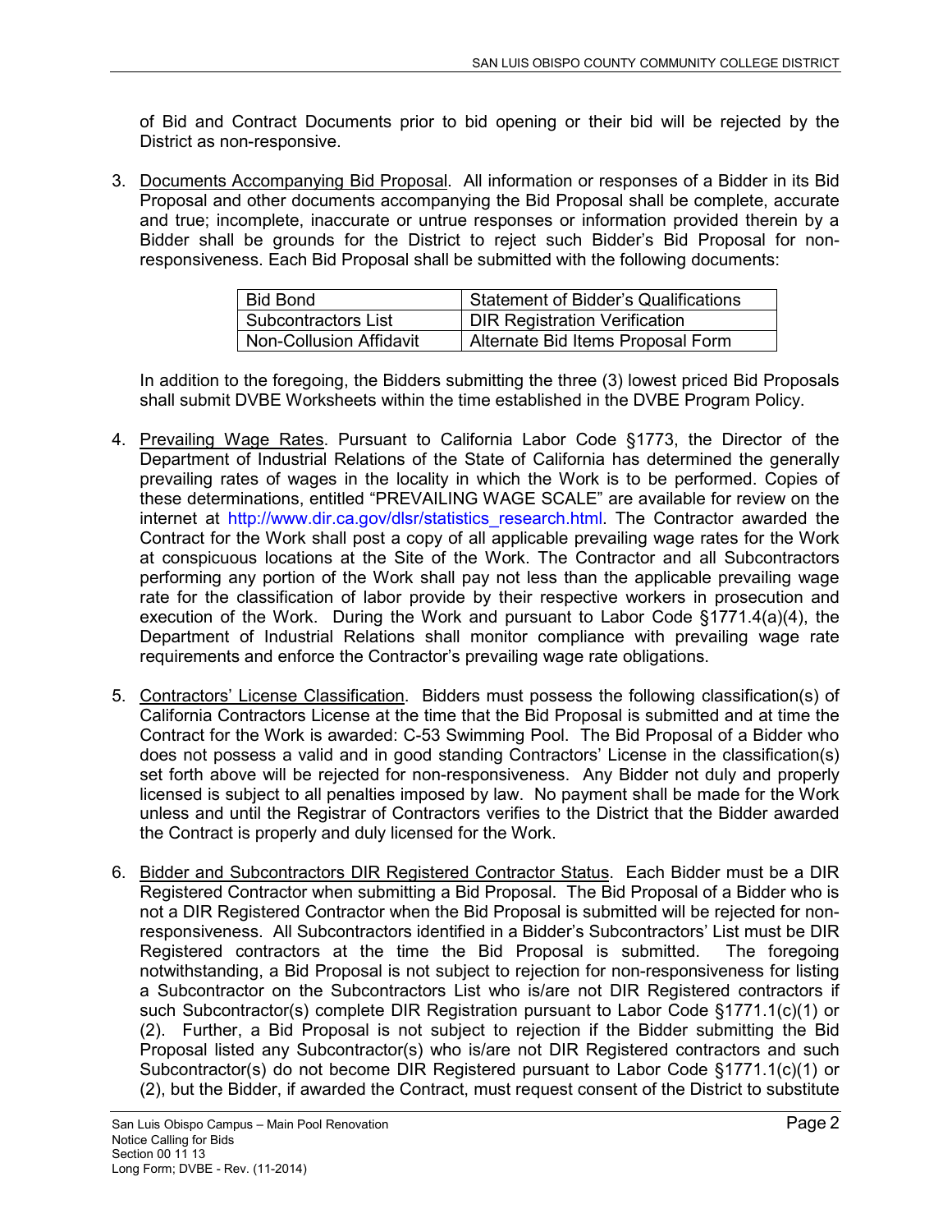of Bid and Contract Documents prior to bid opening or their bid will be rejected by the District as non-responsive.

3. Documents Accompanying Bid Proposal. All information or responses of a Bidder in its Bid Proposal and other documents accompanying the Bid Proposal shall be complete, accurate and true; incomplete, inaccurate or untrue responses or information provided therein by a Bidder shall be grounds for the District to reject such Bidder's Bid Proposal for non-responsiveness. Each Bid Proposal shall be submitted with the following documents:

| Bid Bond | Statement of Bidder's Qualifications |
|---|---|
| Subcontractors List | DIR Registration Verification |
| Non-Collusion Affidavit | Alternate Bid Items Proposal Form |

   In addition to the foregoing, the Bidders submitting the three (3) lowest priced Bid Proposals shall submit DVBE Worksheets within the time established in the DVBE Program Policy.

4. Prevailing Wage Rates. Pursuant to California Labor Code §1773, the Director of the Department of Industrial Relations of the State of California has determined the generally prevailing rates of wages in the locality in which the Work is to be performed. Copies of these determinations, entitled "PREVAILING WAGE SCALE" are available for review on the internet at http://www.dir.ca.gov/dlsr/statistics_research.html. The Contractor awarded the Contract for the Work shall post a copy of all applicable prevailing wage rates for the Work at conspicuous locations at the Site of the Work. The Contractor and all Subcontractors performing any portion of the Work shall pay not less than the applicable prevailing wage rate for the classification of labor provide by their respective workers in prosecution and execution of the Work. During the Work and pursuant to Labor Code §1771.4(a)(4), the Department of Industrial Relations shall monitor compliance with prevailing wage rate requirements and enforce the Contractor's prevailing wage rate obligations.

5. Contractors' License Classification. Bidders must possess the following classification(s) of California Contractors License at the time that the Bid Proposal is submitted and at time the Contract for the Work is awarded: C-53 Swimming Pool. The Bid Proposal of a Bidder who does not possess a valid and in good standing Contractors' License in the classification(s) set forth above will be rejected for non-responsiveness. Any Bidder not duly and properly licensed is subject to all penalties imposed by law. No payment shall be made for the Work unless and until the Registrar of Contractors verifies to the District that the Bidder awarded the Contract is properly and duly licensed for the Work.

6. Bidder and Subcontractors DIR Registered Contractor Status. Each Bidder must be a DIR Registered Contractor when submitting a Bid Proposal. The Bid Proposal of a Bidder who is not a DIR Registered Contractor when the Bid Proposal is submitted will be rejected for non-responsiveness. All Subcontractors identified in a Bidder's Subcontractors' List must be DIR Registered contractors at the time the Bid Proposal is submitted. The foregoing notwithstanding, a Bid Proposal is not subject to rejection for non-responsiveness for listing a Subcontractor on the Subcontractors List who is/are not DIR Registered contractors if such Subcontractor(s) complete DIR Registration pursuant to Labor Code §1771.1(c)(1) or (2). Further, a Bid Proposal is not subject to rejection if the Bidder submitting the Bid Proposal listed any Subcontractor(s) who is/are not DIR Registered contractors and such Subcontractor(s) do not become DIR Registered pursuant to Labor Code §1771.1(c)(1) or (2), but the Bidder, if awarded the Contract, must request consent of the District to substitute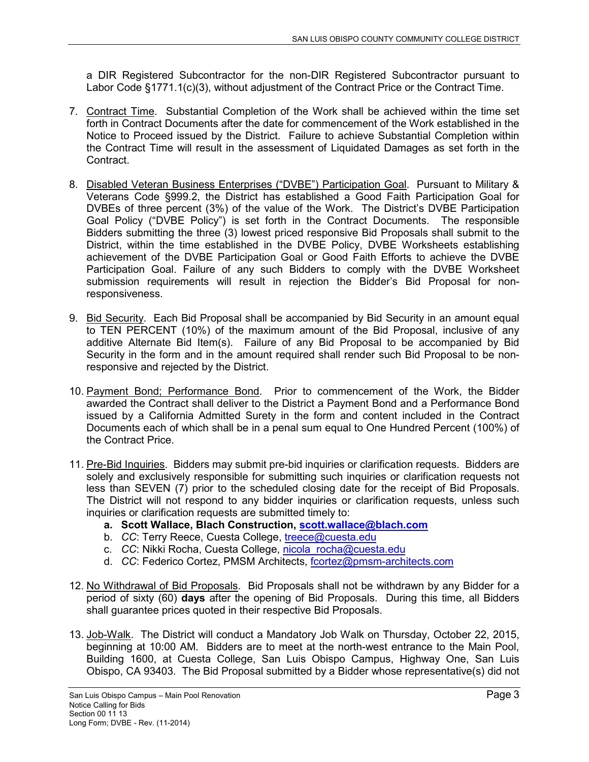a DIR Registered Subcontractor for the non-DIR Registered Subcontractor pursuant to Labor Code §1771.1(c)(3), without adjustment of the Contract Price or the Contract Time.

7. Contract Time. Substantial Completion of the Work shall be achieved within the time set forth in Contract Documents after the date for commencement of the Work established in the Notice to Proceed issued by the District. Failure to achieve Substantial Completion within the Contract Time will result in the assessment of Liquidated Damages as set forth in the Contract.

8. Disabled Veteran Business Enterprises ("DVBE") Participation Goal. Pursuant to Military & Veterans Code §999.2, the District has established a Good Faith Participation Goal for DVBEs of three percent (3%) of the value of the Work. The District's DVBE Participation Goal Policy ("DVBE Policy") is set forth in the Contract Documents. The responsible Bidders submitting the three (3) lowest priced responsive Bid Proposals shall submit to the District, within the time established in the DVBE Policy, DVBE Worksheets establishing achievement of the DVBE Participation Goal or Good Faith Efforts to achieve the DVBE Participation Goal. Failure of any such Bidders to comply with the DVBE Worksheet submission requirements will result in rejection the Bidder's Bid Proposal for non-responsiveness.

9. Bid Security. Each Bid Proposal shall be accompanied by Bid Security in an amount equal to TEN PERCENT (10%) of the maximum amount of the Bid Proposal, inclusive of any additive Alternate Bid Item(s). Failure of any Bid Proposal to be accompanied by Bid Security in the form and in the amount required shall render such Bid Proposal to be non-responsive and rejected by the District.

10. Payment Bond; Performance Bond. Prior to commencement of the Work, the Bidder awarded the Contract shall deliver to the District a Payment Bond and a Performance Bond issued by a California Admitted Surety in the form and content included in the Contract Documents each of which shall be in a penal sum equal to One Hundred Percent (100%) of the Contract Price.

11. Pre-Bid Inquiries. Bidders may submit pre-bid inquiries or clarification requests. Bidders are solely and exclusively responsible for submitting such inquiries or clarification requests not less than SEVEN (7) prior to the scheduled closing date for the receipt of Bid Proposals. The District will not respond to any bidder inquiries or clarification requests, unless such inquiries or clarification requests are submitted timely to:
    a. **Scott Wallace, Blach Construction, scott.wallace@blach.com**
    b. *CC*: Terry Reece, Cuesta College, treece@cuesta.edu
    c. *CC*: Nikki Rocha, Cuesta College, nicola_rocha@cuesta.edu
    d. *CC*: Federico Cortez, PMSM Architects, fcortez@pmsm-architects.com

12. No Withdrawal of Bid Proposals. Bid Proposals shall not be withdrawn by any Bidder for a period of sixty (60) **days** after the opening of Bid Proposals. During this time, all Bidders shall guarantee prices quoted in their respective Bid Proposals.

13. Job-Walk. The District will conduct a Mandatory Job Walk on Thursday, October 22, 2015, beginning at 10:00 AM. Bidders are to meet at the north-west entrance to the Main Pool, Building 1600, at Cuesta College, San Luis Obispo Campus, Highway One, San Luis Obispo, CA 93403. The Bid Proposal submitted by a Bidder whose representative(s) did not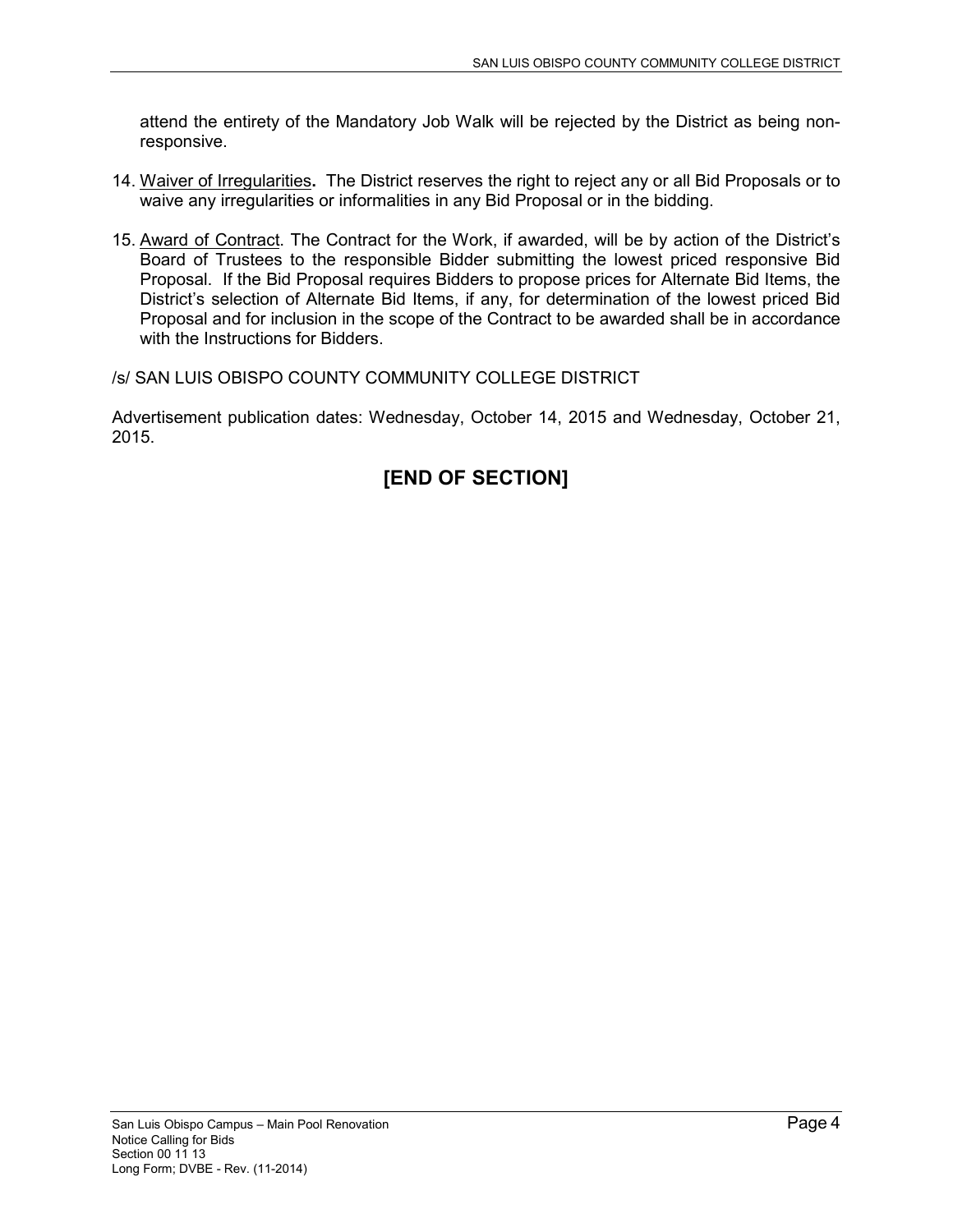attend the entirety of the Mandatory Job Walk will be rejected by the District as being non-responsive.

14. Waiver of Irregularities**.** The District reserves the right to reject any or all Bid Proposals or to waive any irregularities or informalities in any Bid Proposal or in the bidding.

15. Award of Contract. The Contract for the Work, if awarded, will be by action of the District's Board of Trustees to the responsible Bidder submitting the lowest priced responsive Bid Proposal. If the Bid Proposal requires Bidders to propose prices for Alternate Bid Items, the District's selection of Alternate Bid Items, if any, for determination of the lowest priced Bid Proposal and for inclusion in the scope of the Contract to be awarded shall be in accordance with the Instructions for Bidders.

/s/ SAN LUIS OBISPO COUNTY COMMUNITY COLLEGE DISTRICT

Advertisement publication dates: Wednesday, October 14, 2015 and Wednesday, October 21, 2015.

## [END OF SECTION]